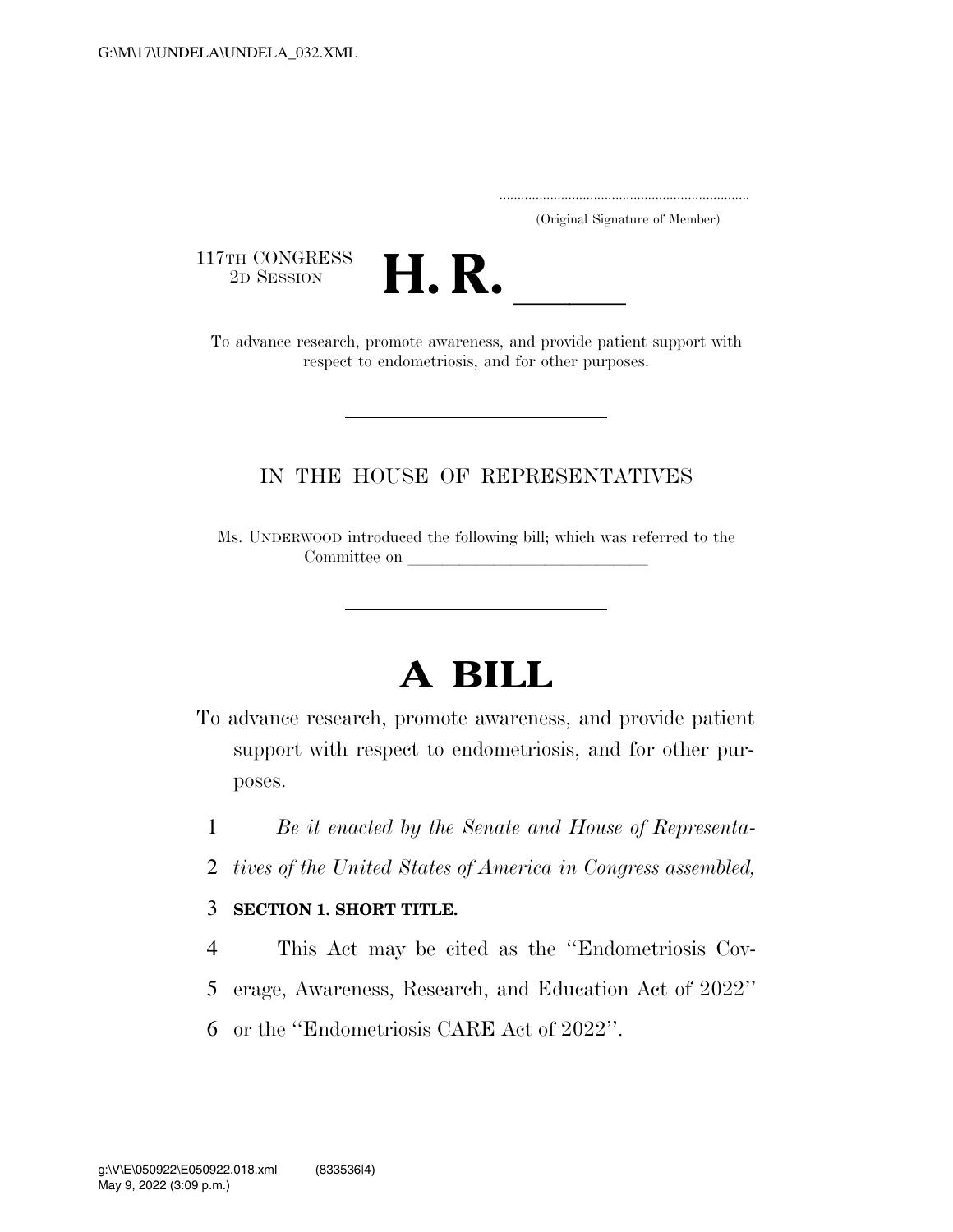(Original Signature of Member)

117TH CONGRESS
2D SESSION

# H. R. \_\_\_\_\_

To advance research, promote awareness, and provide patient support with respect to endometriosis, and for other purposes.

---

IN THE HOUSE OF REPRESENTATIVES

Ms. UNDERWOOD introduced the following bill; which was referred to the Committee on \_\_\_\_\_\_\_\_\_\_\_\_\_\_\_\_\_\_\_\_\_\_\_\_\_\_\_\_\_\_

---

# A BILL

To advance research, promote awareness, and provide patient support with respect to endometriosis, and for other purposes.

1 *Be it enacted by the Senate and House of Representa-*
2 *tives of the United States of America in Congress assembled,*

3 **SECTION 1. SHORT TITLE.**

4 This Act may be cited as the ''Endometriosis Cov-
5 erage, Awareness, Research, and Education Act of 2022''
6 or the ''Endometriosis CARE Act of 2022''.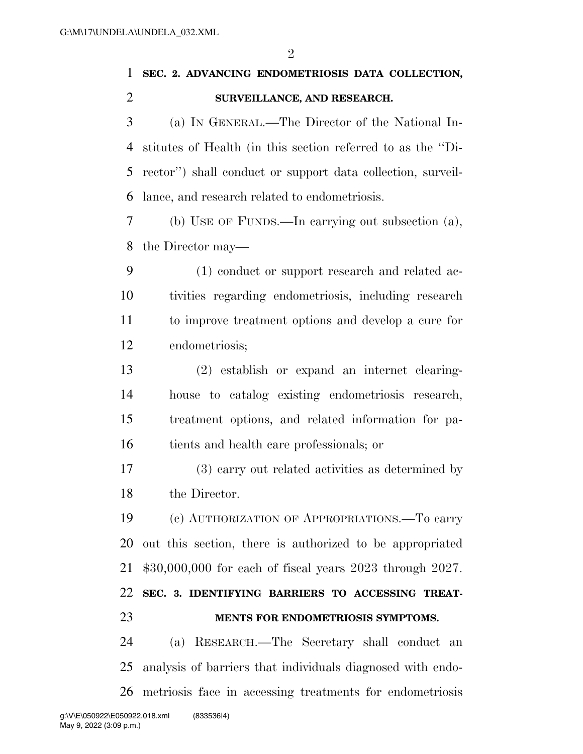**SEC. 2. ADVANCING ENDOMETRIOSIS DATA COLLECTION, SURVEILLANCE, AND RESEARCH.**

(a) IN GENERAL.—The Director of the National Institutes of Health (in this section referred to as the "Director") shall conduct or support data collection, surveillance, and research related to endometriosis.

(b) USE OF FUNDS.—In carrying out subsection (a), the Director may—

(1) conduct or support research and related activities regarding endometriosis, including research to improve treatment options and develop a cure for endometriosis;

(2) establish or expand an internet clearinghouse to catalog existing endometriosis research, treatment options, and related information for patients and health care professionals; or

(3) carry out related activities as determined by the Director.

(c) AUTHORIZATION OF APPROPRIATIONS.—To carry out this section, there is authorized to be appropriated $30,000,000 for each of fiscal years 2023 through 2027.

**SEC. 3. IDENTIFYING BARRIERS TO ACCESSING TREATMENTS FOR ENDOMETRIOSIS SYMPTOMS.**

(a) RESEARCH.—The Secretary shall conduct an analysis of barriers that individuals diagnosed with endometriosis face in accessing treatments for endometriosis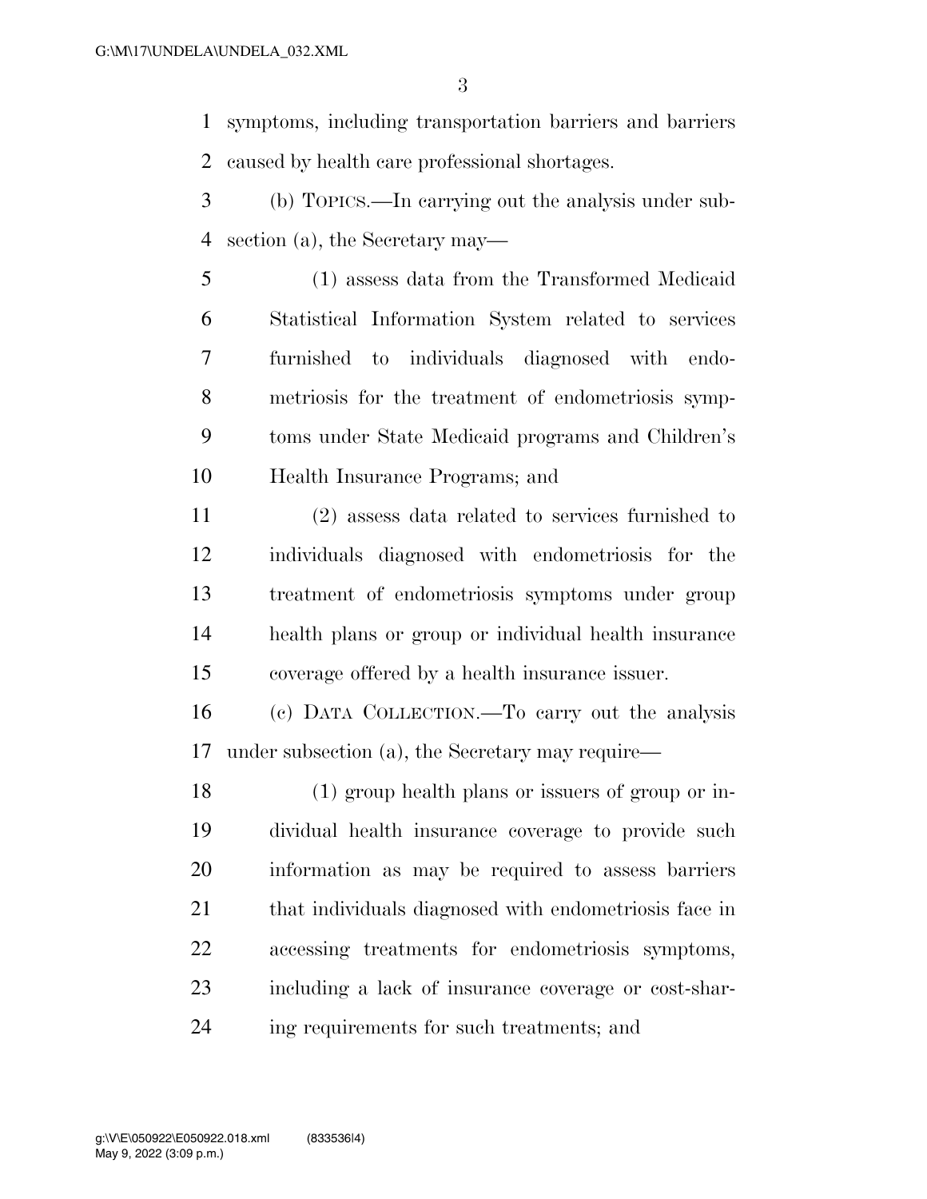symptoms, including transportation barriers and barriers caused by health care professional shortages.

(b) TOPICS.—In carrying out the analysis under subsection (a), the Secretary may—

(1) assess data from the Transformed Medicaid Statistical Information System related to services furnished to individuals diagnosed with endometriosis for the treatment of endometriosis symptoms under State Medicaid programs and Children's Health Insurance Programs; and

(2) assess data related to services furnished to individuals diagnosed with endometriosis for the treatment of endometriosis symptoms under group health plans or group or individual health insurance coverage offered by a health insurance issuer.

(c) DATA COLLECTION.—To carry out the analysis under subsection (a), the Secretary may require—

(1) group health plans or issuers of group or individual health insurance coverage to provide such information as may be required to assess barriers that individuals diagnosed with endometriosis face in accessing treatments for endometriosis symptoms, including a lack of insurance coverage or cost-sharing requirements for such treatments; and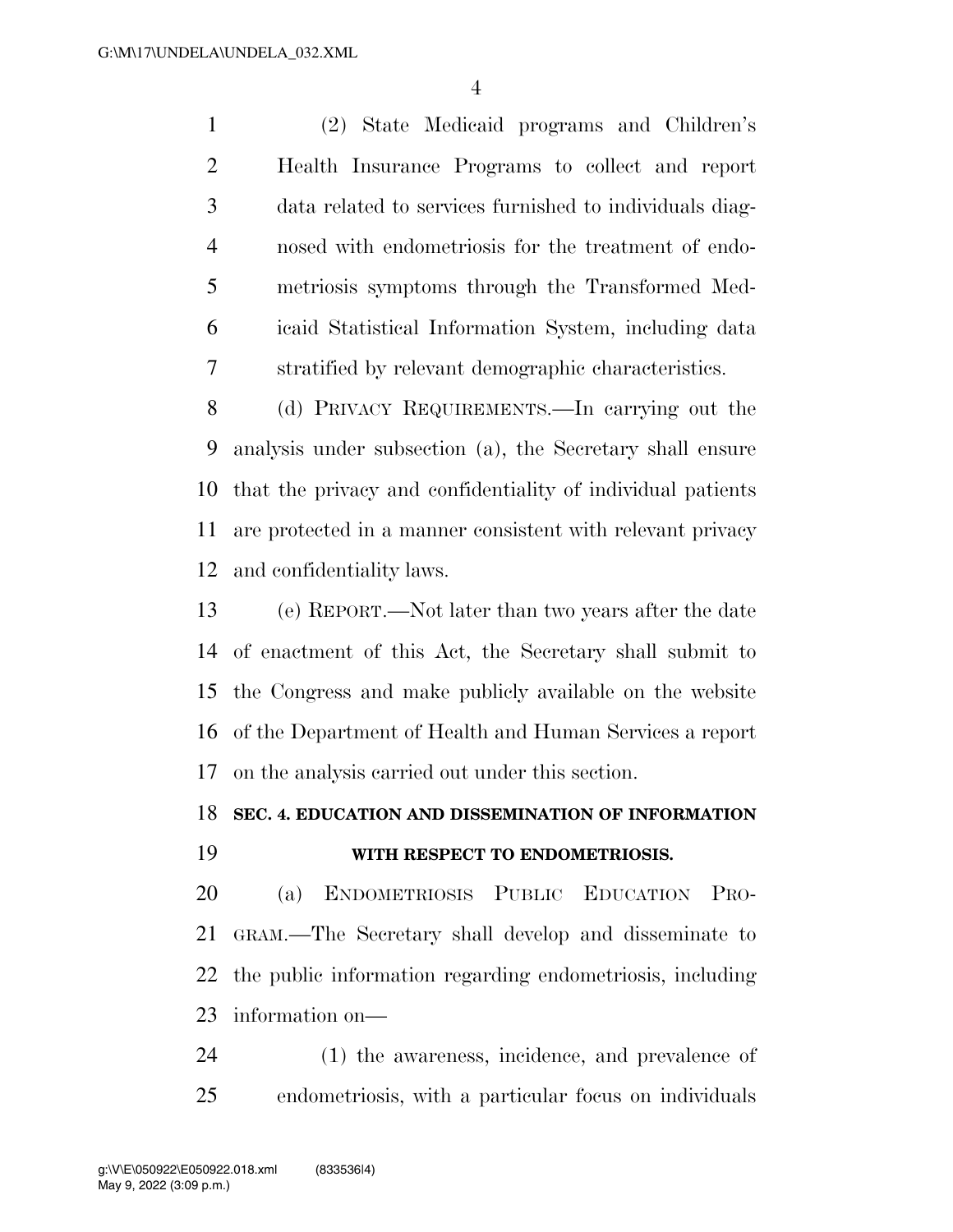(2) State Medicaid programs and Children's Health Insurance Programs to collect and report data related to services furnished to individuals diagnosed with endometriosis for the treatment of endometriosis symptoms through the Transformed Medicaid Statistical Information System, including data stratified by relevant demographic characteristics.

(d) PRIVACY REQUIREMENTS.—In carrying out the analysis under subsection (a), the Secretary shall ensure that the privacy and confidentiality of individual patients are protected in a manner consistent with relevant privacy and confidentiality laws.

(e) REPORT.—Not later than two years after the date of enactment of this Act, the Secretary shall submit to the Congress and make publicly available on the website of the Department of Health and Human Services a report on the analysis carried out under this section.

## SEC. 4. EDUCATION AND DISSEMINATION OF INFORMATION WITH RESPECT TO ENDOMETRIOSIS.

(a) ENDOMETRIOSIS PUBLIC EDUCATION PROGRAM.—The Secretary shall develop and disseminate to the public information regarding endometriosis, including information on—

(1) the awareness, incidence, and prevalence of endometriosis, with a particular focus on individuals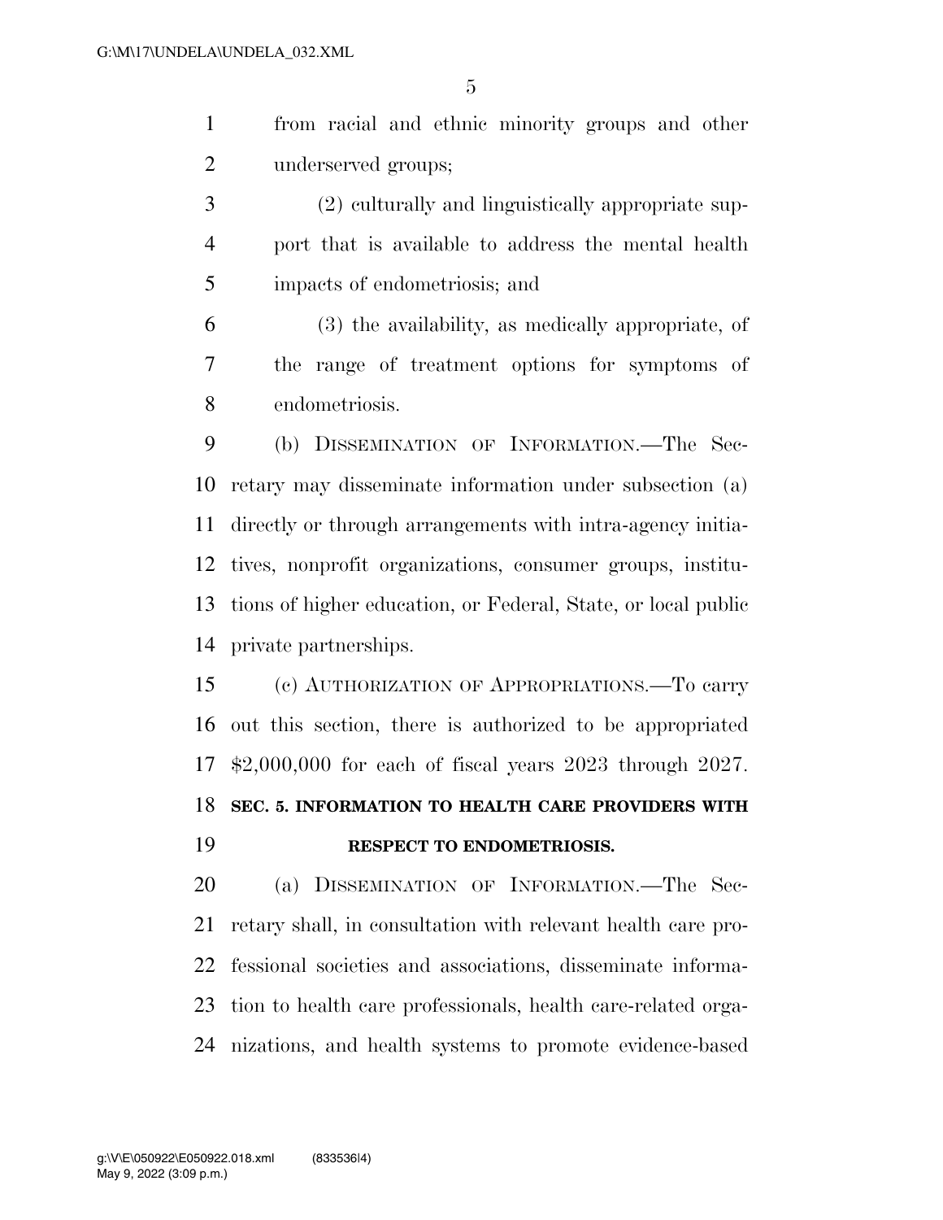from racial and ethnic minority groups and other underserved groups;

(2) culturally and linguistically appropriate support that is available to address the mental health impacts of endometriosis; and

(3) the availability, as medically appropriate, of the range of treatment options for symptoms of endometriosis.

(b) DISSEMINATION OF INFORMATION.—The Secretary may disseminate information under subsection (a) directly or through arrangements with intra-agency initiatives, nonprofit organizations, consumer groups, institutions of higher education, or Federal, State, or local public private partnerships.

(c) AUTHORIZATION OF APPROPRIATIONS.—To carry out this section, there is authorized to be appropriated $2,000,000 for each of fiscal years 2023 through 2027.

## SEC. 5. INFORMATION TO HEALTH CARE PROVIDERS WITH RESPECT TO ENDOMETRIOSIS.

(a) DISSEMINATION OF INFORMATION.—The Secretary shall, in consultation with relevant health care professional societies and associations, disseminate information to health care professionals, health care-related organizations, and health systems to promote evidence-based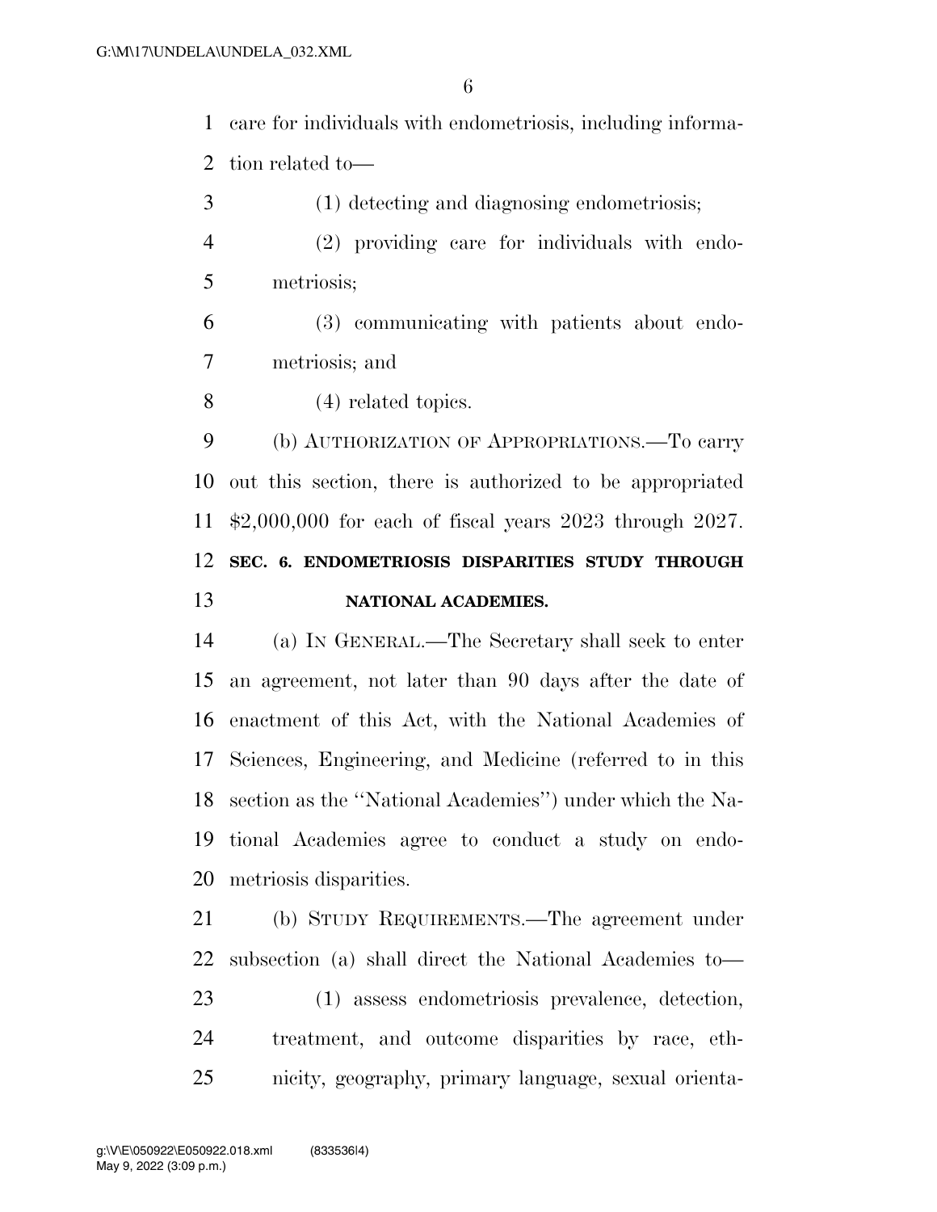care for individuals with endometriosis, including information related to—

(1) detecting and diagnosing endometriosis;

(2) providing care for individuals with endometriosis;

(3) communicating with patients about endometriosis; and

(4) related topics.

(b) AUTHORIZATION OF APPROPRIATIONS.—To carry out this section, there is authorized to be appropriated $2,000,000 for each of fiscal years 2023 through 2027.

**SEC. 6. ENDOMETRIOSIS DISPARITIES STUDY THROUGH NATIONAL ACADEMIES.**

(a) IN GENERAL.—The Secretary shall seek to enter an agreement, not later than 90 days after the date of enactment of this Act, with the National Academies of Sciences, Engineering, and Medicine (referred to in this section as the ''National Academies'') under which the National Academies agree to conduct a study on endometriosis disparities.

(b) STUDY REQUIREMENTS.—The agreement under subsection (a) shall direct the National Academies to—

(1) assess endometriosis prevalence, detection, treatment, and outcome disparities by race, ethnicity, geography, primary language, sexual orienta-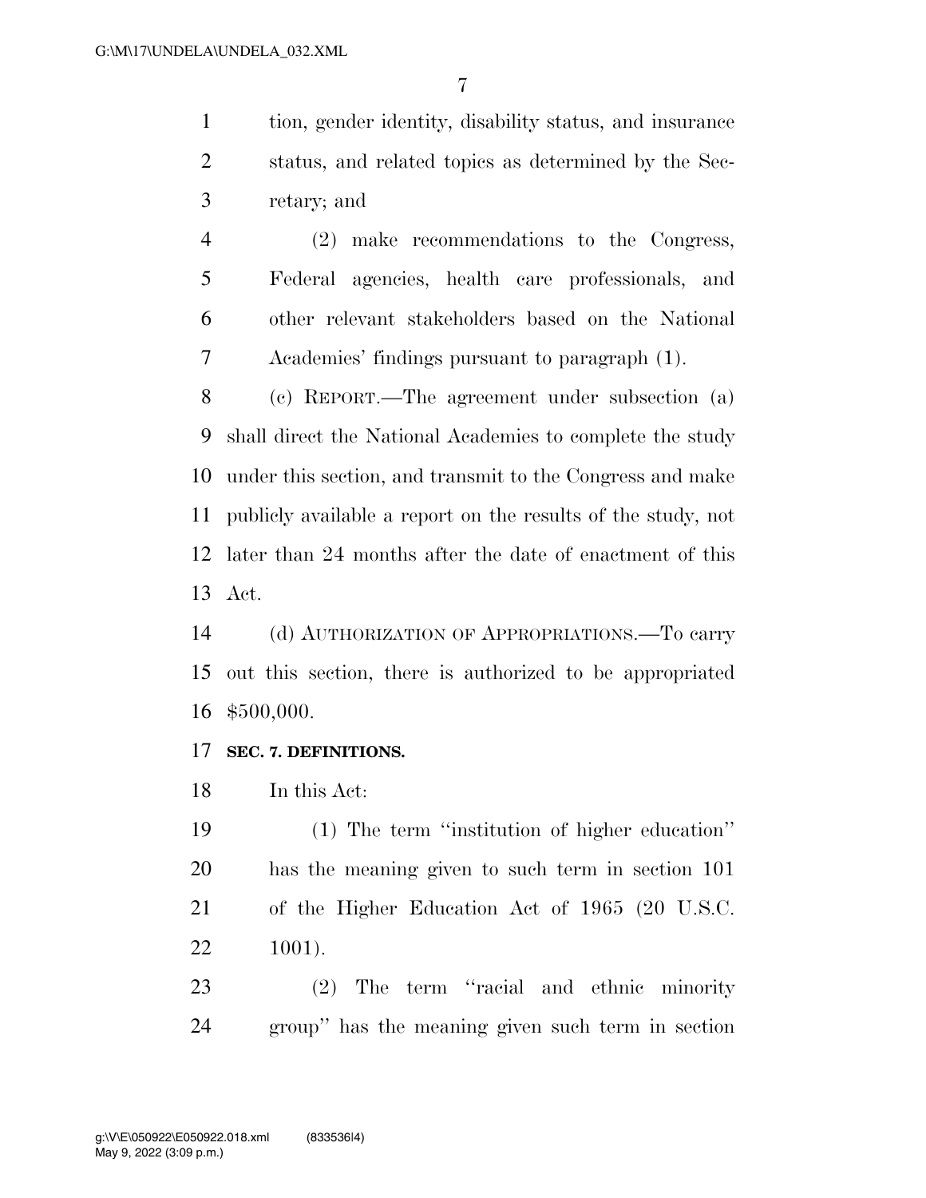tion, gender identity, disability status, and insurance status, and related topics as determined by the Secretary; and

(2) make recommendations to the Congress, Federal agencies, health care professionals, and other relevant stakeholders based on the National Academies' findings pursuant to paragraph (1).

(c) REPORT.—The agreement under subsection (a) shall direct the National Academies to complete the study under this section, and transmit to the Congress and make publicly available a report on the results of the study, not later than 24 months after the date of enactment of this Act.

(d) AUTHORIZATION OF APPROPRIATIONS.—To carry out this section, there is authorized to be appropriated $500,000.

**SEC. 7. DEFINITIONS.**

In this Act:

(1) The term "institution of higher education" has the meaning given to such term in section 101 of the Higher Education Act of 1965 (20 U.S.C. 1001).

(2) The term "racial and ethnic minority group" has the meaning given such term in section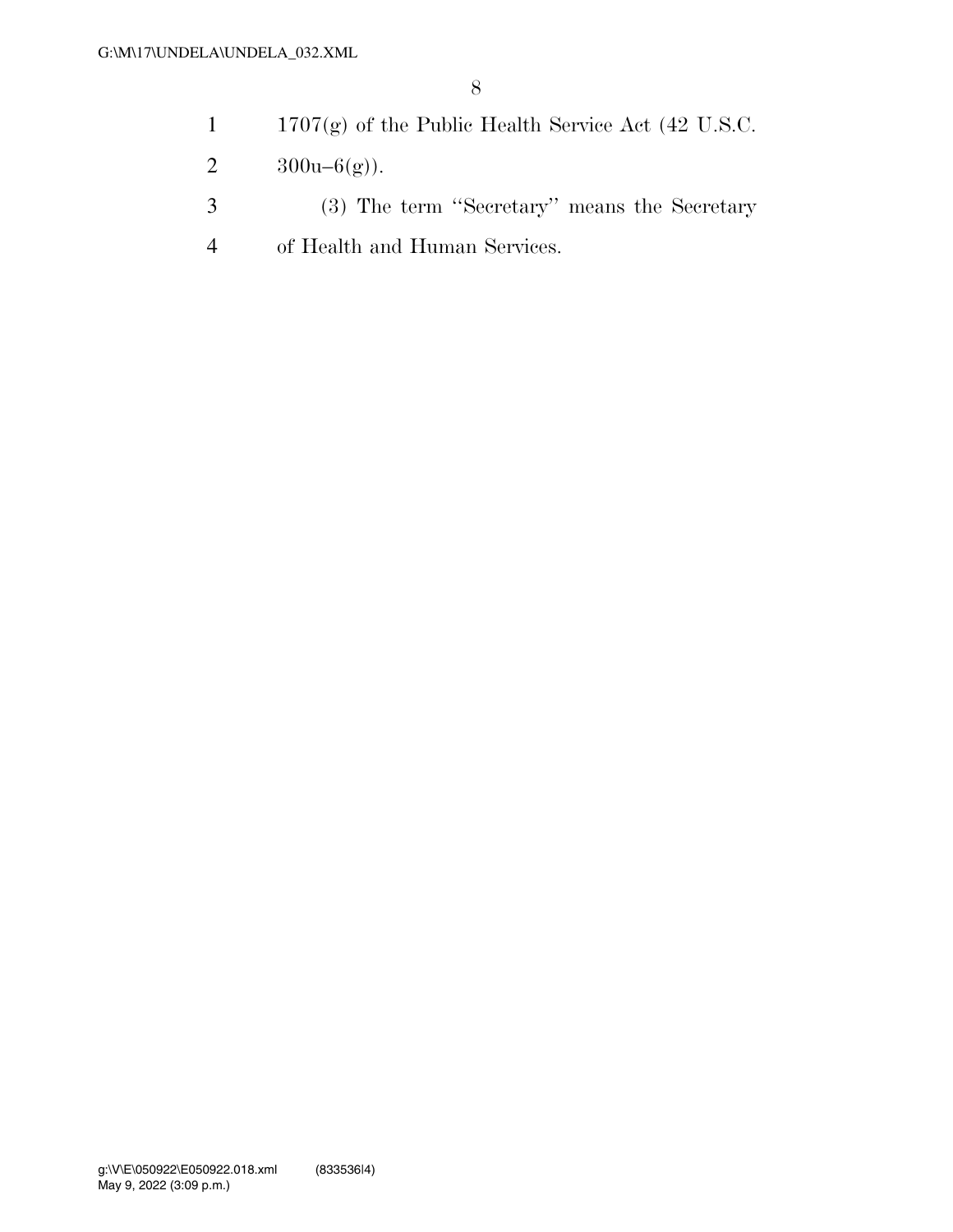1707(g) of the Public Health Service Act (42 U.S.C. 300u–6(g)).

(3) The term ''Secretary'' means the Secretary of Health and Human Services.